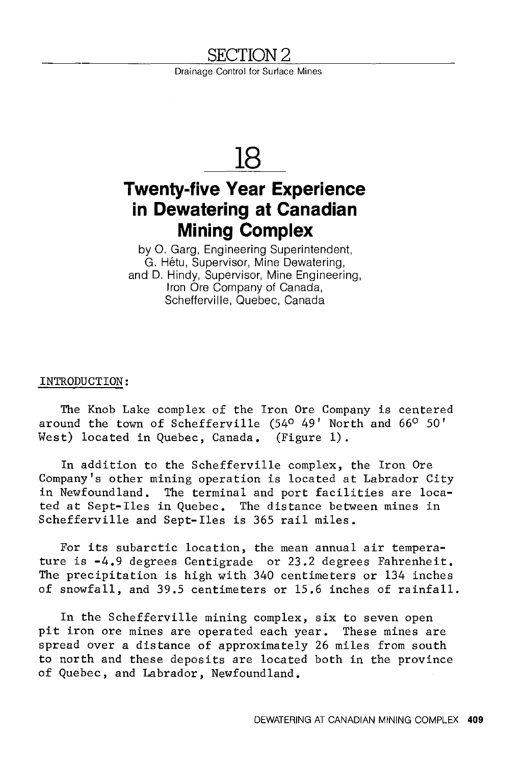# SECTION 2

Drainage Control for Surface Mines

# 18

## Twenty-five Year Experience in Dewatering at Canadian Mining Complex

by O. Garg, Engineering Superintendent,
G. Hétu, Supervisor, Mine Dewatering,
and D. Hindy, Supervisor, Mine Engineering,
Iron Ore Company of Canada,
Schefferville, Quebec, Canada

### INTRODUCTION:

The Knob Lake complex of the Iron Ore Company is centered around the town of Schefferville (54° 49' North and 66° 50' West) located in Quebec, Canada. (Figure 1).

In addition to the Schefferville complex, the Iron Ore Company's other mining operation is located at Labrador City in Newfoundland. The terminal and port facilities are located at Sept-Iles in Quebec. The distance between mines in Schefferville and Sept-Iles is 365 rail miles.

For its subarctic location, the mean annual air temperature is -4.9 degrees Centigrade or 23.2 degrees Fahrenheit. The precipitation is high with 340 centimeters or 134 inches of snowfall, and 39.5 centimeters or 15.6 inches of rainfall.

In the Schefferville mining complex, six to seven open pit iron ore mines are operated each year. These mines are spread over a distance of approximately 26 miles from south to north and these deposits are located both in the province of Quebec, and Labrador, Newfoundland.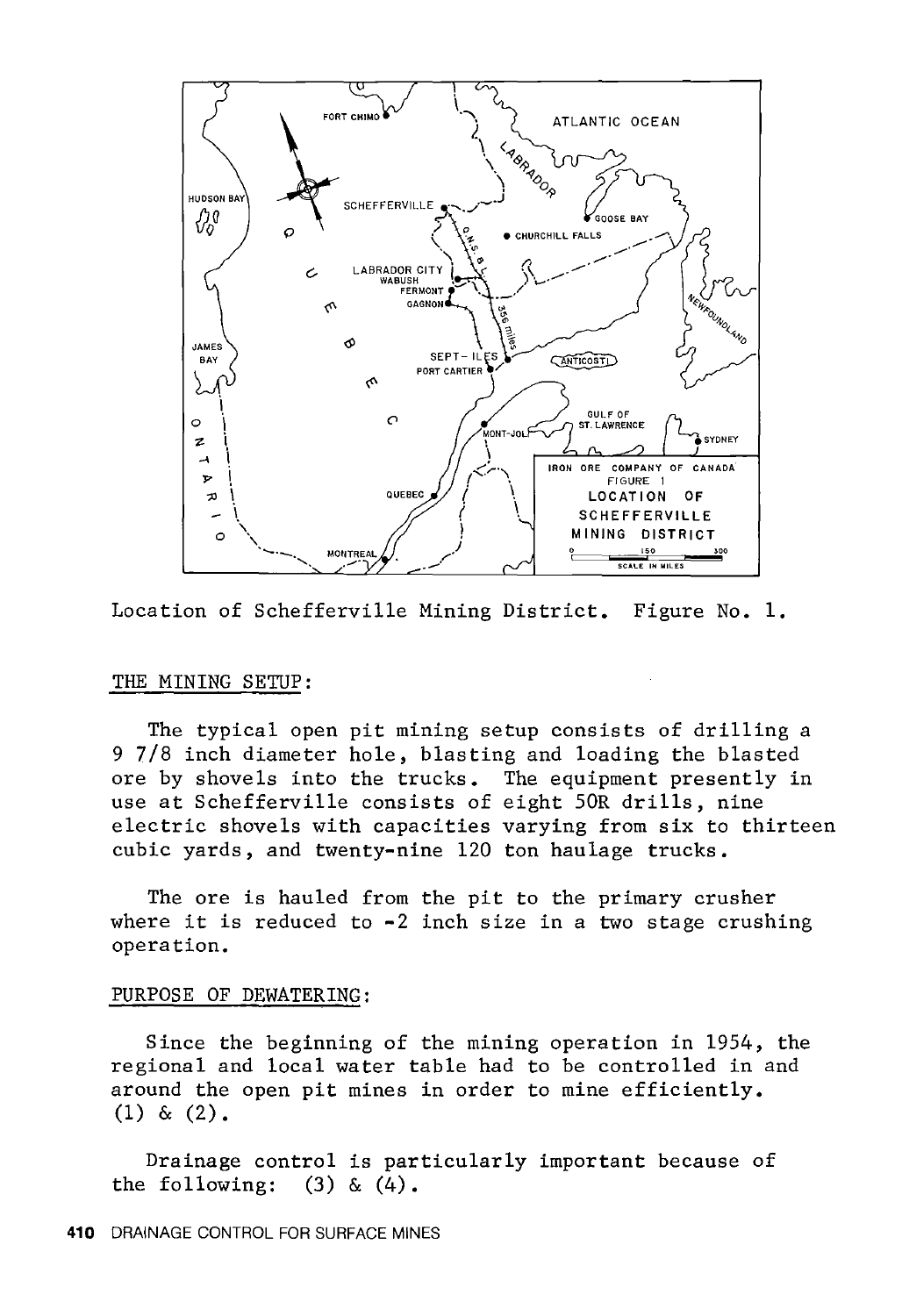FORT CHIMO

ATLANTIC OCEAN

LABRADOR

HUDSON BAY

SCHEFFERVILLE

GOOSE BAY

CHURCHILL FALLS

Q.N.S. & L.

LABRADOR CITY

WABUSH

FERMONT

GAGNON

QUEBEC

NEWFOUNDLAND

356 miles

JAMES BAY

SEPT-ILES

PORT CARTIER

ANTICOSTI

ONTARIO

GULF OF ST. LAWRENCE

MONT-JOLI

SYDNEY

QUEBEC

MONTREAL

IRON ORE COMPANY OF CANADA

FIGURE 1

LOCATION OF SCHEFFERVILLE MINING DISTRICT

0 150 300

SCALE IN MILES

Location of Schefferville Mining District. Figure No. 1.

## THE MINING SETUP:

The typical open pit mining setup consists of drilling a 9 7/8 inch diameter hole, blasting and loading the blasted ore by shovels into the trucks. The equipment presently in use at Schefferville consists of eight 50R drills, nine electric shovels with capacities varying from six to thirteen cubic yards, and twenty-nine 120 ton haulage trucks.

The ore is hauled from the pit to the primary crusher where it is reduced to -2 inch size in a two stage crushing operation.

## PURPOSE OF DEWATERING:

Since the beginning of the mining operation in 1954, the regional and local water table had to be controlled in and around the open pit mines in order to mine efficiently. (1) & (2).

Drainage control is particularly important because of the following: (3) & (4).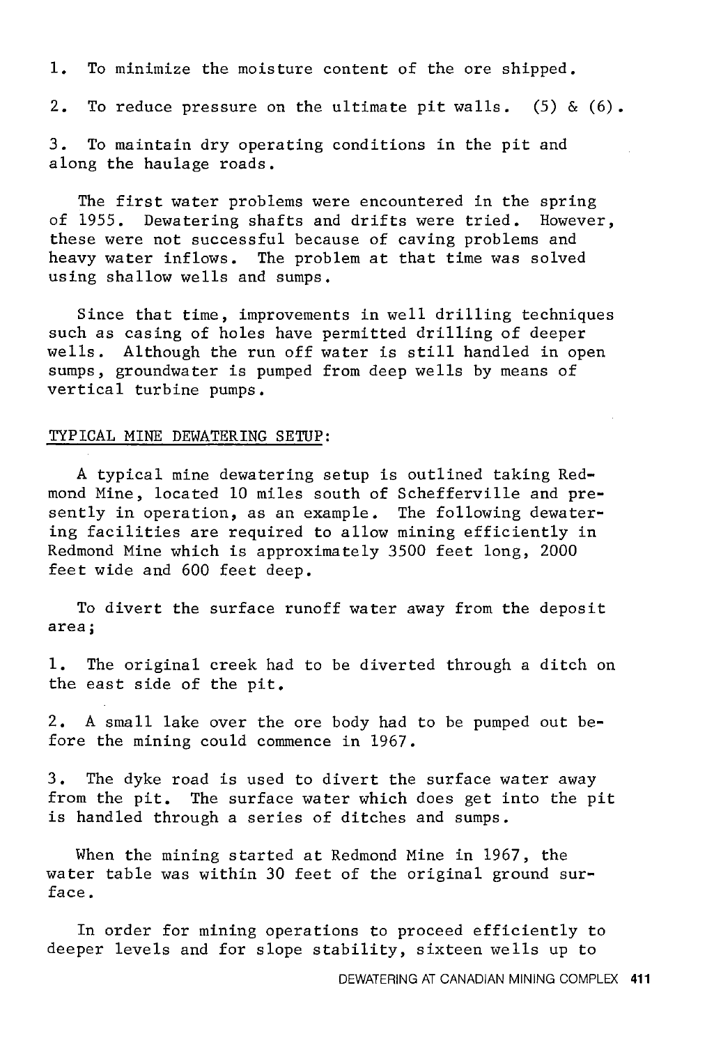1. To minimize the moisture content of the ore shipped.

2. To reduce pressure on the ultimate pit walls. (5) & (6).

3. To maintain dry operating conditions in the pit and along the haulage roads.

The first water problems were encountered in the spring of 1955. Dewatering shafts and drifts were tried. However, these were not successful because of caving problems and heavy water inflows. The problem at that time was solved using shallow wells and sumps.

Since that time, improvements in well drilling techniques such as casing of holes have permitted drilling of deeper wells. Although the run off water is still handled in open sumps, groundwater is pumped from deep wells by means of vertical turbine pumps.

## TYPICAL MINE DEWATERING SETUP:

A typical mine dewatering setup is outlined taking Redmond Mine, located 10 miles south of Schefferville and presently in operation, as an example. The following dewatering facilities are required to allow mining efficiently in Redmond Mine which is approximately 3500 feet long, 2000 feet wide and 600 feet deep.

To divert the surface runoff water away from the deposit area;

1. The original creek had to be diverted through a ditch on the east side of the pit.

2. A small lake over the ore body had to be pumped out before the mining could commence in 1967.

3. The dyke road is used to divert the surface water away from the pit. The surface water which does get into the pit is handled through a series of ditches and sumps.

When the mining started at Redmond Mine in 1967, the water table was within 30 feet of the original ground surface.

In order for mining operations to proceed efficiently to deeper levels and for slope stability, sixteen wells up to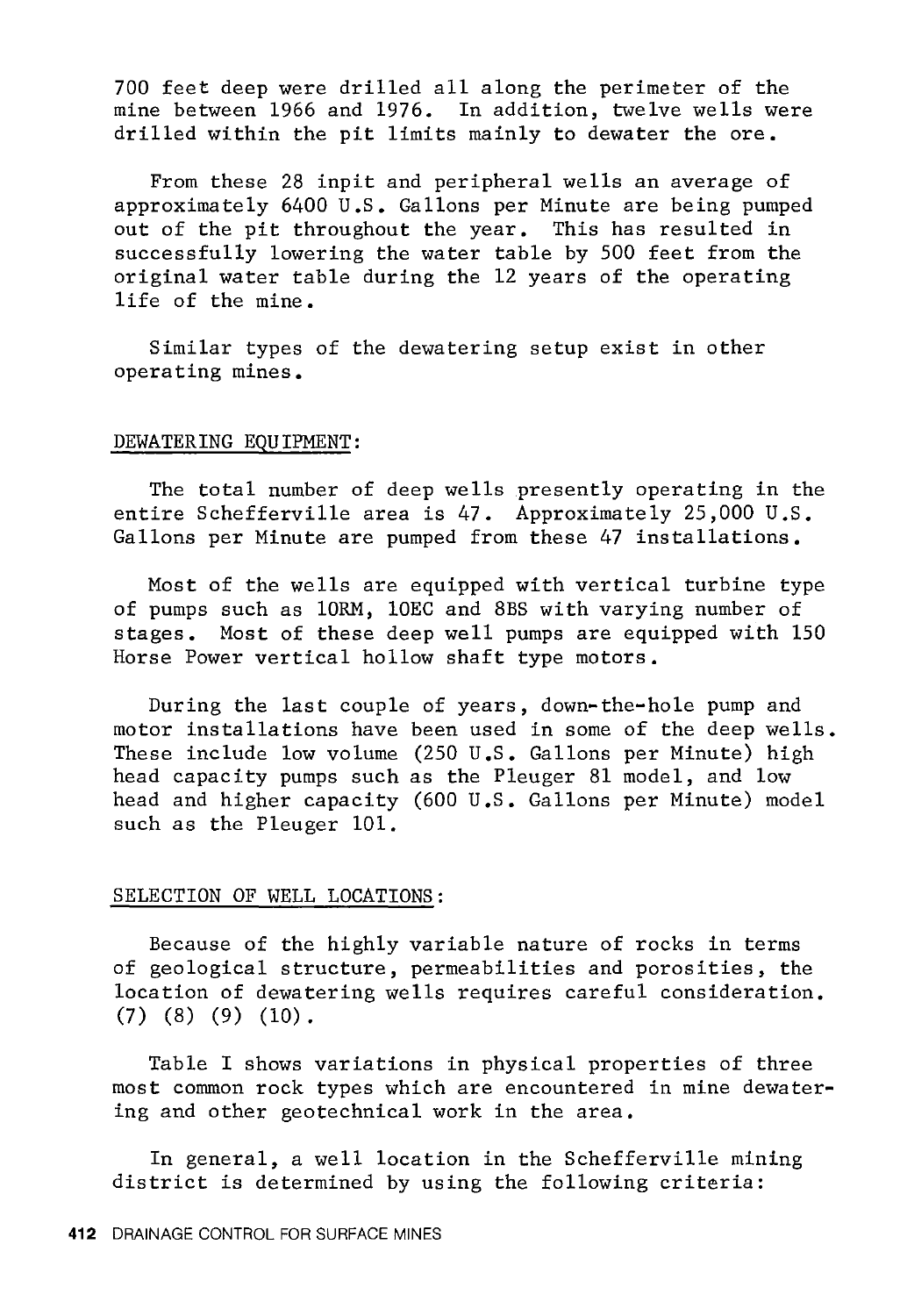700 feet deep were drilled all along the perimeter of the mine between 1966 and 1976. In addition, twelve wells were drilled within the pit limits mainly to dewater the ore.

From these 28 inpit and peripheral wells an average of approximately 6400 U.S. Gallons per Minute are being pumped out of the pit throughout the year. This has resulted in successfully lowering the water table by 500 feet from the original water table during the 12 years of the operating life of the mine.

Similar types of the dewatering setup exist in other operating mines.

## DEWATERING EQUIPMENT:

The total number of deep wells presently operating in the entire Schefferville area is 47. Approximately 25,000 U.S. Gallons per Minute are pumped from these 47 installations.

Most of the wells are equipped with vertical turbine type of pumps such as 10RM, 10EC and 8BS with varying number of stages. Most of these deep well pumps are equipped with 150 Horse Power vertical hollow shaft type motors.

During the last couple of years, down-the-hole pump and motor installations have been used in some of the deep wells. These include low volume (250 U.S. Gallons per Minute) high head capacity pumps such as the Pleuger 81 model, and low head and higher capacity (600 U.S. Gallons per Minute) model such as the Pleuger 101.

## SELECTION OF WELL LOCATIONS:

Because of the highly variable nature of rocks in terms of geological structure, permeabilities and porosities, the location of dewatering wells requires careful consideration. (7) (8) (9) (10).

Table I shows variations in physical properties of three most common rock types which are encountered in mine dewatering and other geotechnical work in the area.

In general, a well location in the Schefferville mining district is determined by using the following criteria: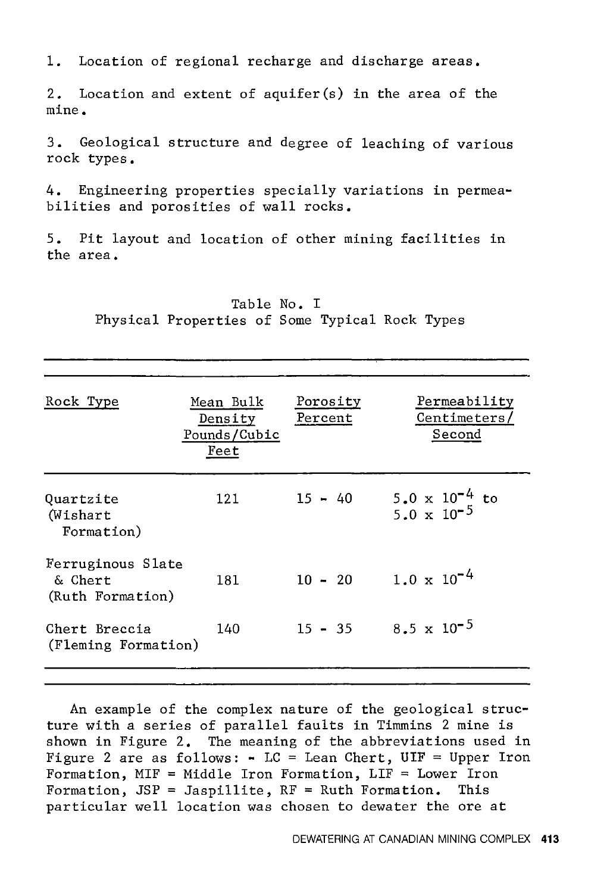1. Location of regional recharge and discharge areas.

2. Location and extent of aquifer(s) in the area of the mine.

3. Geological structure and degree of leaching of various rock types.

4. Engineering properties specially variations in permeabilities and porosities of wall rocks.

5. Pit layout and location of other mining facilities in the area.

Table No. I
Physical Properties of Some Typical Rock Types

| Rock Type | Mean Bulk Density Pounds/Cubic Feet | Porosity Percent | Permeability Centimeters/ Second |
|---|---|---|---|
| Quartzite (Wishart Formation) | 121 | 15 - 40 | $5.0 \times 10^{-4}$ to $5.0 \times 10^{-5}$ |
| Ferruginous Slate & Chert (Ruth Formation) | 181 | 10 - 20 | $1.0 \times 10^{-4}$ |
| Chert Breccia (Fleming Formation) | 140 | 15 - 35 | $8.5 \times 10^{-5}$ |

An example of the complex nature of the geological structure with a series of parallel faults in Timmins 2 mine is shown in Figure 2. The meaning of the abbreviations used in Figure 2 are as follows: - LC = Lean Chert, UIF = Upper Iron Formation, MIF = Middle Iron Formation, LIF = Lower Iron Formation, JSP = Jaspillite, RF = Ruth Formation. This particular well location was chosen to dewater the ore at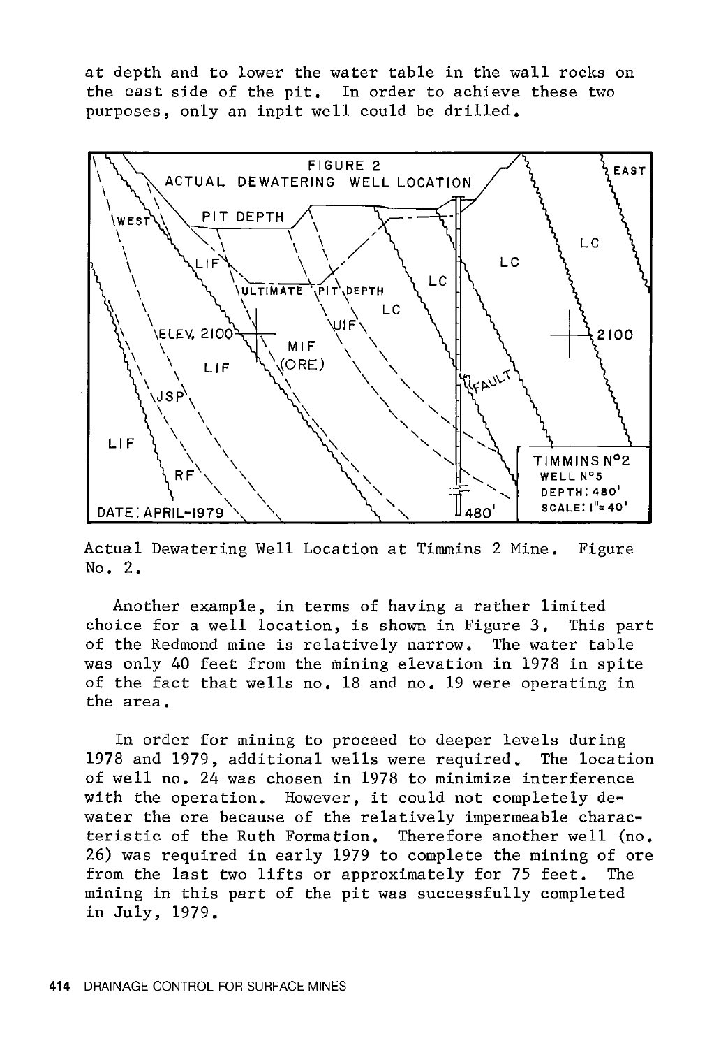at depth and to lower the water table in the wall rocks on the east side of the pit. In order to achieve these two purposes, only an inpit well could be drilled.

FIGURE 2
ACTUAL DEWATERING WELL LOCATION

WEST
EAST
PIT DEPTH
ULTIMATE PIT DEPTH
LIF
UIF
MIF
(ORE)
LC
LC
LC
LC
LC
ELEV. 2100
2100
LIF
JSP
LIF
RF
FAULT
480'
TIMMINS N°2
WELL N°5
DEPTH: 480'
SCALE: 1"= 40'
DATE: APRIL-1979

Actual Dewatering Well Location at Timmins 2 Mine. Figure No. 2.

Another example, in terms of having a rather limited choice for a well location, is shown in Figure 3. This part of the Redmond mine is relatively narrow. The water table was only 40 feet from the mining elevation in 1978 in spite of the fact that wells no. 18 and no. 19 were operating in the area.

In order for mining to proceed to deeper levels during 1978 and 1979, additional wells were required. The location of well no. 24 was chosen in 1978 to minimize interference with the operation. However, it could not completely dewater the ore because of the relatively impermeable characteristic of the Ruth Formation. Therefore another well (no. 26) was required in early 1979 to complete the mining of ore from the last two lifts or approximately for 75 feet. The mining in this part of the pit was successfully completed in July, 1979.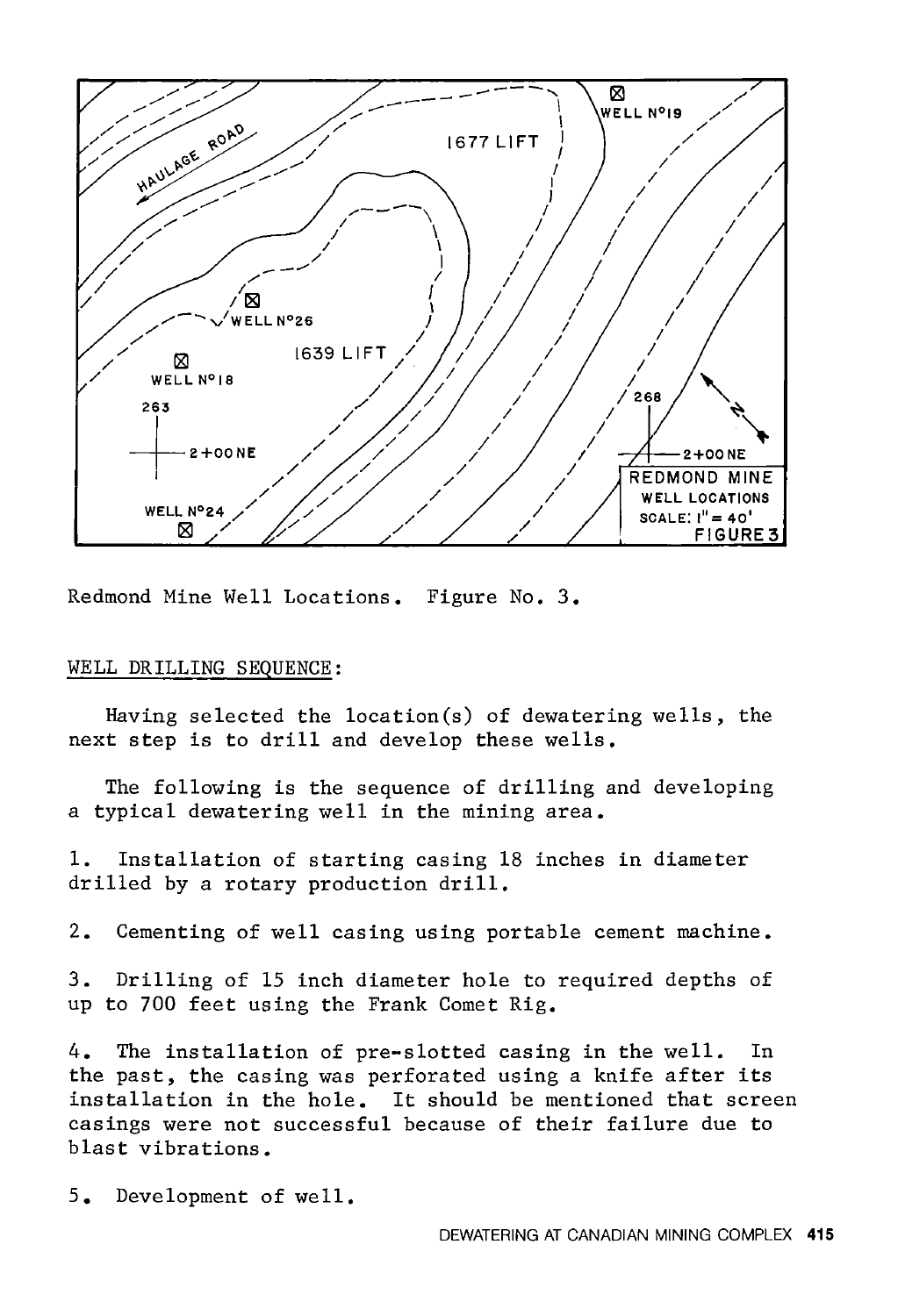HAULAGE ROAD

1677 LIFT

WELL N°19

WELL N°26

1639 LIFT

WELL N°18

263

2+00NE

268

2+00NE

WELL N°24

REDMOND MINE
WELL LOCATIONS
SCALE: 1" = 40'
FIGURE 3

Redmond Mine Well Locations. Figure No. 3.

WELL DRILLING SEQUENCE:

Having selected the location(s) of dewatering wells, the next step is to drill and develop these wells.

The following is the sequence of drilling and developing a typical dewatering well in the mining area.

1. Installation of starting casing 18 inches in diameter drilled by a rotary production drill.

2. Cementing of well casing using portable cement machine.

3. Drilling of 15 inch diameter hole to required depths of up to 700 feet using the Frank Comet Rig.

4. The installation of pre-slotted casing in the well. In the past, the casing was perforated using a knife after its installation in the hole. It should be mentioned that screen casings were not successful because of their failure due to blast vibrations.

5. Development of well.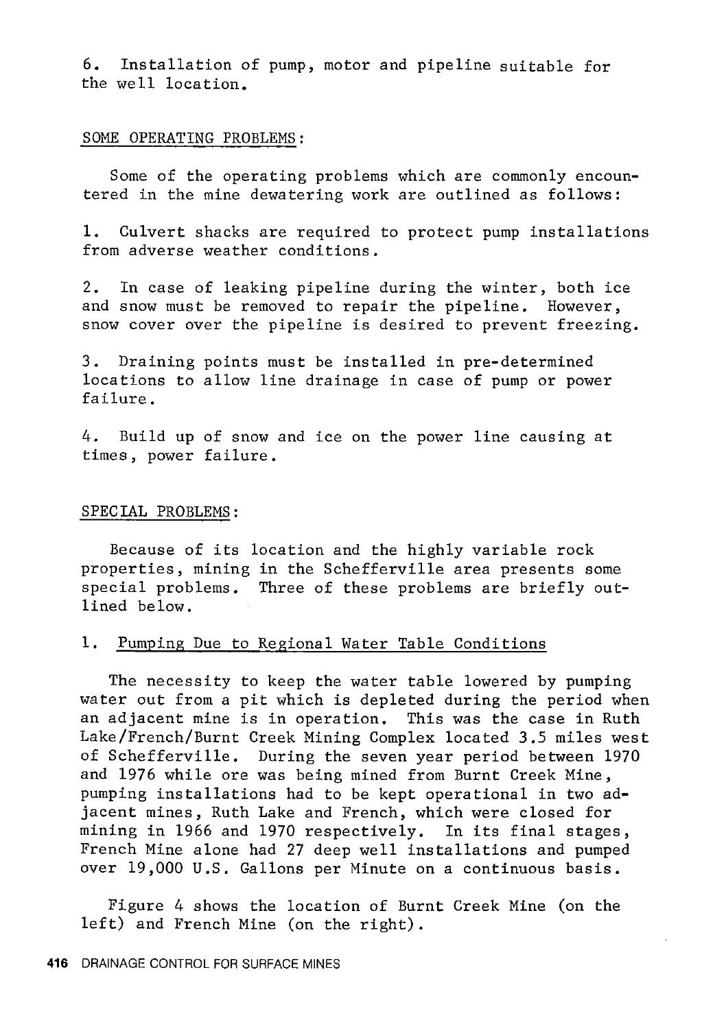6. Installation of pump, motor and pipeline suitable for the well location.

## SOME OPERATING PROBLEMS:

Some of the operating problems which are commonly encountered in the mine dewatering work are outlined as follows:

1. Culvert shacks are required to protect pump installations from adverse weather conditions.

2. In case of leaking pipeline during the winter, both ice and snow must be removed to repair the pipeline. However, snow cover over the pipeline is desired to prevent freezing.

3. Draining points must be installed in pre-determined locations to allow line drainage in case of pump or power failure.

4. Build up of snow and ice on the power line causing at times, power failure.

## SPECIAL PROBLEMS:

Because of its location and the highly variable rock properties, mining in the Schefferville area presents some special problems. Three of these problems are briefly outlined below.

### 1. Pumping Due to Regional Water Table Conditions

The necessity to keep the water table lowered by pumping water out from a pit which is depleted during the period when an adjacent mine is in operation. This was the case in Ruth Lake/French/Burnt Creek Mining Complex located 3.5 miles west of Schefferville. During the seven year period between 1970 and 1976 while ore was being mined from Burnt Creek Mine, pumping installations had to be kept operational in two adjacent mines, Ruth Lake and French, which were closed for mining in 1966 and 1970 respectively. In its final stages, French Mine alone had 27 deep well installations and pumped over 19,000 U.S. Gallons per Minute on a continuous basis.

Figure 4 shows the location of Burnt Creek Mine (on the left) and French Mine (on the right).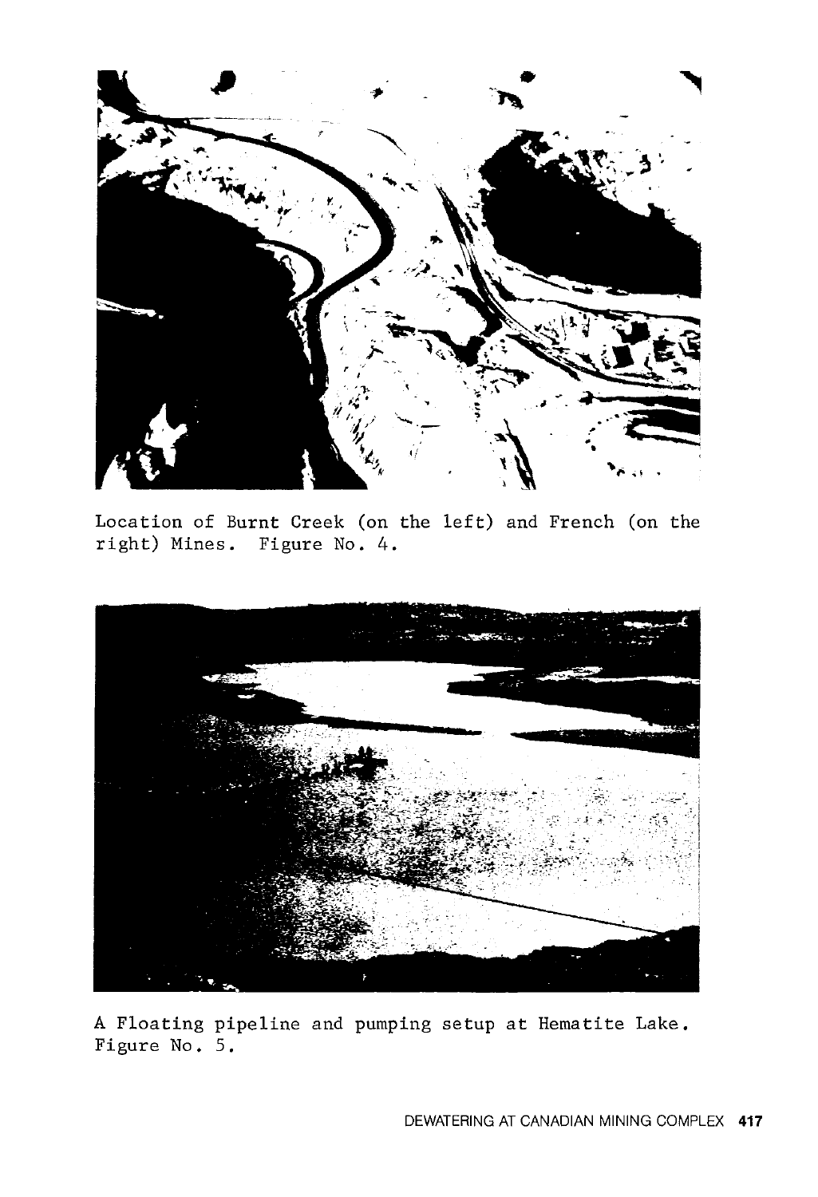Location of Burnt Creek (on the left) and French (on the right) Mines. Figure No. 4.

A Floating pipeline and pumping setup at Hematite Lake. Figure No. 5.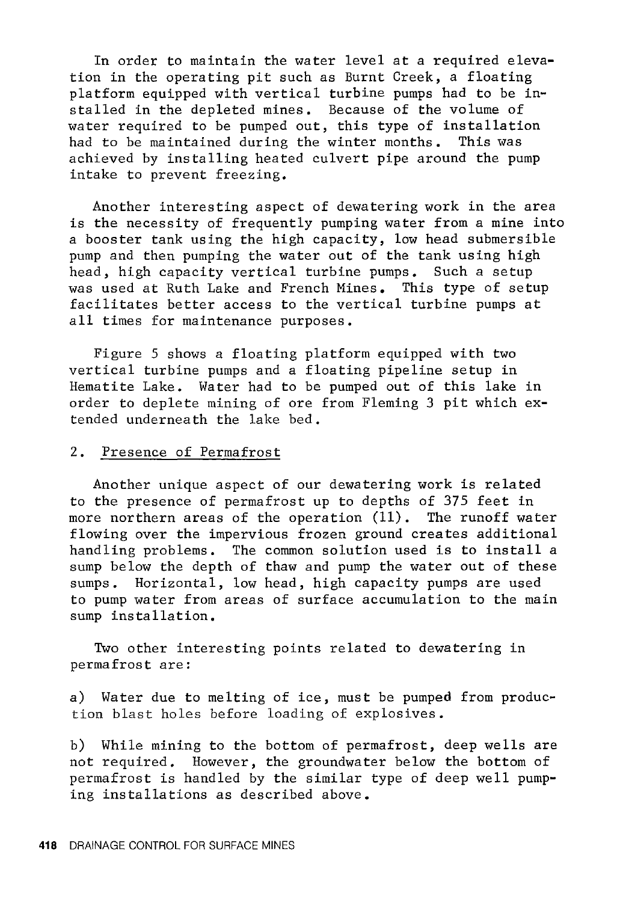In order to maintain the water level at a required elevation in the operating pit such as Burnt Creek, a floating platform equipped with vertical turbine pumps had to be installed in the depleted mines. Because of the volume of water required to be pumped out, this type of installation had to be maintained during the winter months. This was achieved by installing heated culvert pipe around the pump intake to prevent freezing.

Another interesting aspect of dewatering work in the area is the necessity of frequently pumping water from a mine into a booster tank using the high capacity, low head submersible pump and then pumping the water out of the tank using high head, high capacity vertical turbine pumps. Such a setup was used at Ruth Lake and French Mines. This type of setup facilitates better access to the vertical turbine pumps at all times for maintenance purposes.

Figure 5 shows a floating platform equipped with two vertical turbine pumps and a floating pipeline setup in Hematite Lake. Water had to be pumped out of this lake in order to deplete mining of ore from Fleming 3 pit which extended underneath the lake bed.

## 2. Presence of Permafrost

Another unique aspect of our dewatering work is related to the presence of permafrost up to depths of 375 feet in more northern areas of the operation (11). The runoff water flowing over the impervious frozen ground creates additional handling problems. The common solution used is to install a sump below the depth of thaw and pump the water out of these sumps. Horizontal, low head, high capacity pumps are used to pump water from areas of surface accumulation to the main sump installation.

Two other interesting points related to dewatering in permafrost are:

a) Water due to melting of ice, must be pumped from production blast holes before loading of explosives.

b) While mining to the bottom of permafrost, deep wells are not required. However, the groundwater below the bottom of permafrost is handled by the similar type of deep well pumping installations as described above.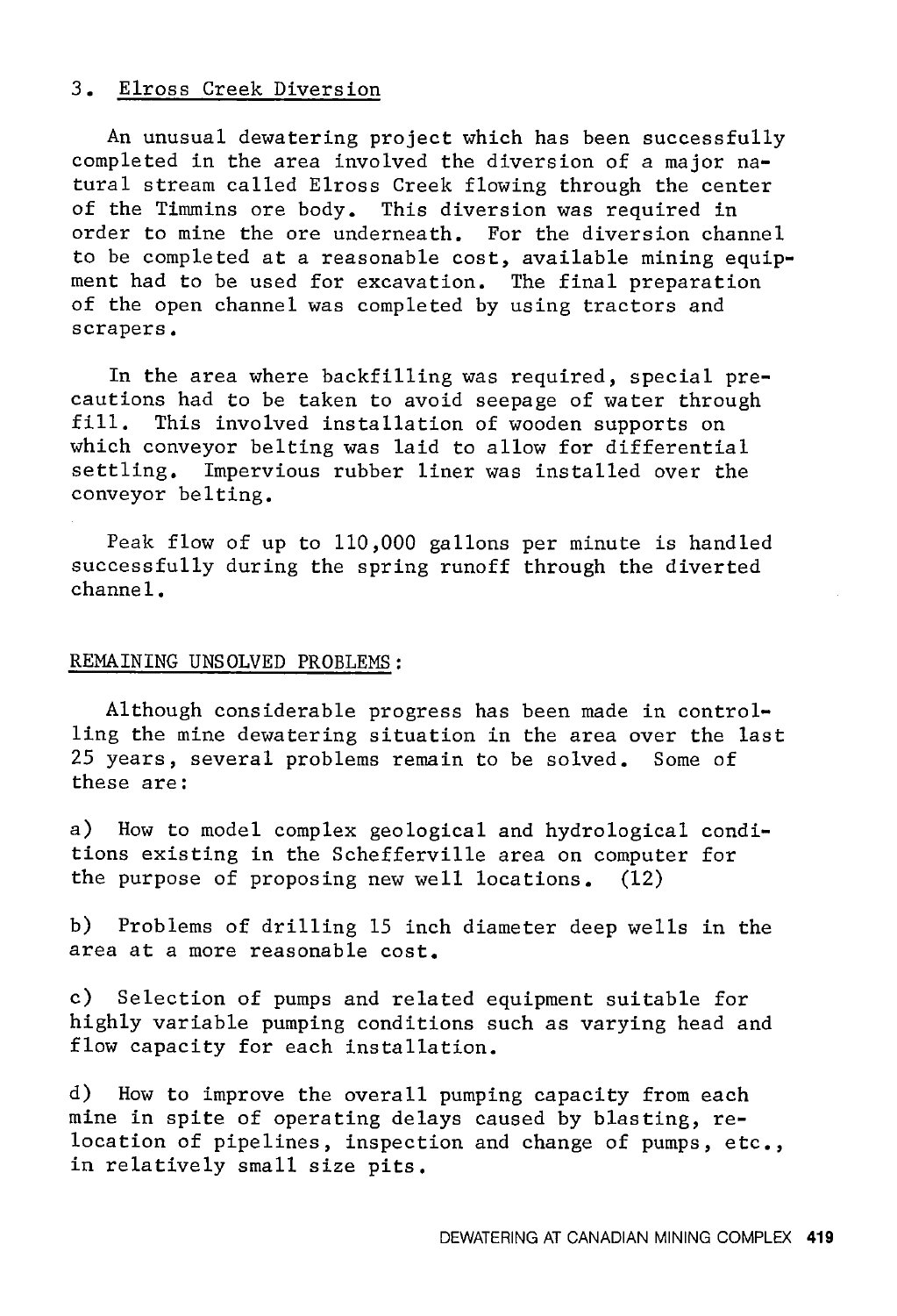### 3. Elross Creek Diversion

An unusual dewatering project which has been successfully completed in the area involved the diversion of a major natural stream called Elross Creek flowing through the center of the Timmins ore body. This diversion was required in order to mine the ore underneath. For the diversion channel to be completed at a reasonable cost, available mining equipment had to be used for excavation. The final preparation of the open channel was completed by using tractors and scrapers.

In the area where backfilling was required, special precautions had to be taken to avoid seepage of water through fill. This involved installation of wooden supports on which conveyor belting was laid to allow for differential settling. Impervious rubber liner was installed over the conveyor belting.

Peak flow of up to 110,000 gallons per minute is handled successfully during the spring runoff through the diverted channel.

## REMAINING UNSOLVED PROBLEMS:

Although considerable progress has been made in controlling the mine dewatering situation in the area over the last 25 years, several problems remain to be solved. Some of these are:

a) How to model complex geological and hydrological conditions existing in the Schefferville area on computer for the purpose of proposing new well locations. (12)

b) Problems of drilling 15 inch diameter deep wells in the area at a more reasonable cost.

c) Selection of pumps and related equipment suitable for highly variable pumping conditions such as varying head and flow capacity for each installation.

d) How to improve the overall pumping capacity from each mine in spite of operating delays caused by blasting, relocation of pipelines, inspection and change of pumps, etc., in relatively small size pits.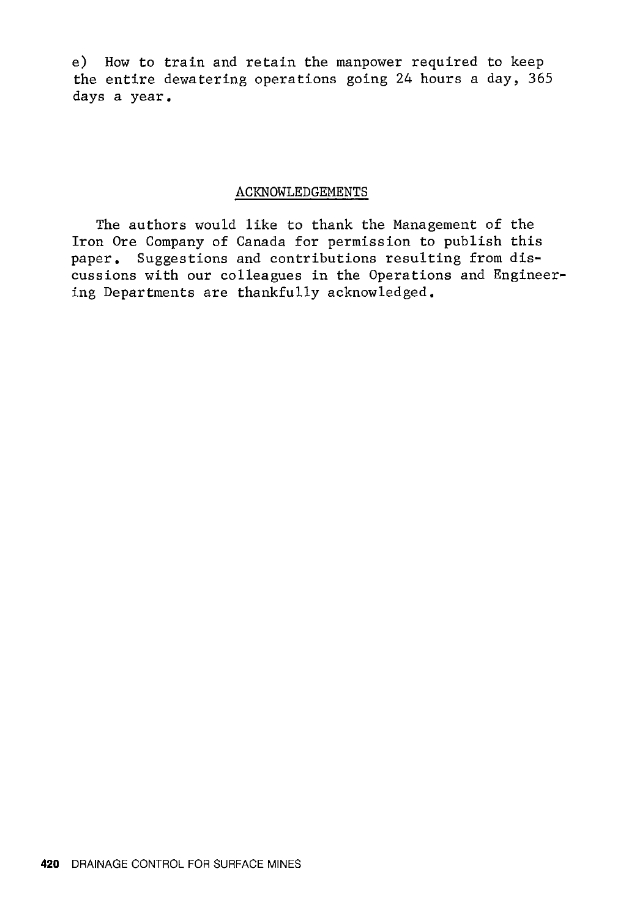e) How to train and retain the manpower required to keep the entire dewatering operations going 24 hours a day, 365 days a year.

## ACKNOWLEDGEMENTS

The authors would like to thank the Management of the Iron Ore Company of Canada for permission to publish this paper. Suggestions and contributions resulting from discussions with our colleagues in the Operations and Engineering Departments are thankfully acknowledged.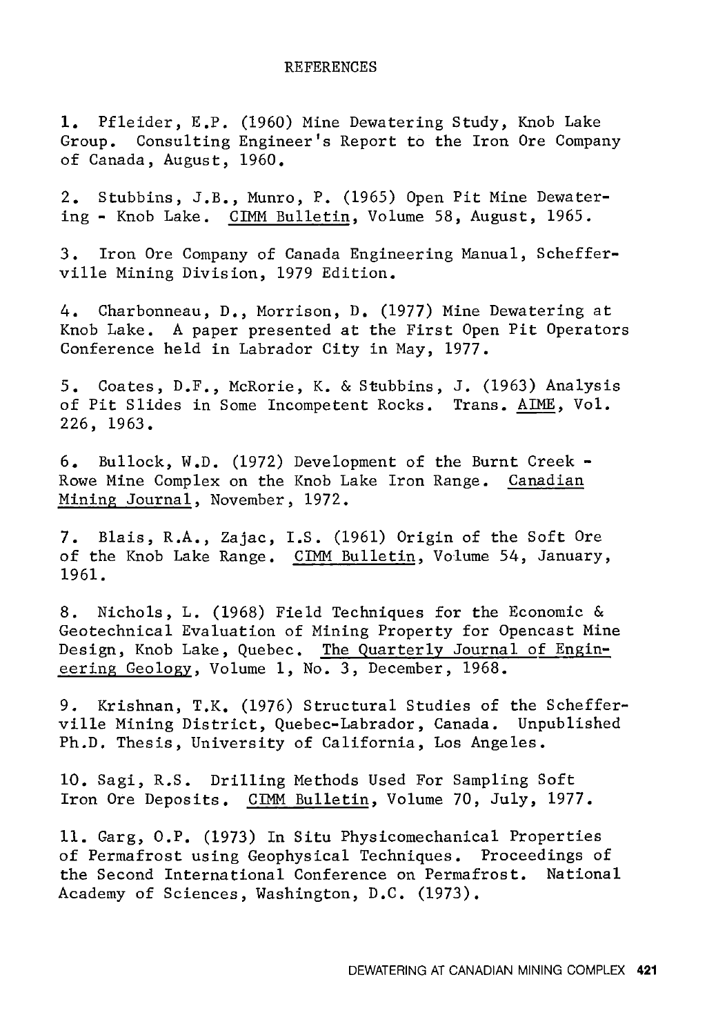## REFERENCES

1. Pfleider, E.P. (1960) Mine Dewatering Study, Knob Lake Group. Consulting Engineer's Report to the Iron Ore Company of Canada, August, 1960.

2. Stubbins, J.B., Munro, P. (1965) Open Pit Mine Dewatering - Knob Lake. CIMM Bulletin, Volume 58, August, 1965.

3. Iron Ore Company of Canada Engineering Manual, Schefferville Mining Division, 1979 Edition.

4. Charbonneau, D., Morrison, D. (1977) Mine Dewatering at Knob Lake. A paper presented at the First Open Pit Operators Conference held in Labrador City in May, 1977.

5. Coates, D.F., McRorie, K. & Stubbins, J. (1963) Analysis of Pit Slides in Some Incompetent Rocks. Trans. AIME, Vol. 226, 1963.

6. Bullock, W.D. (1972) Development of the Burnt Creek - Rowe Mine Complex on the Knob Lake Iron Range. Canadian Mining Journal, November, 1972.

7. Blais, R.A., Zajac, I.S. (1961) Origin of the Soft Ore of the Knob Lake Range. CIMM Bulletin, Volume 54, January, 1961.

8. Nichols, L. (1968) Field Techniques for the Economic & Geotechnical Evaluation of Mining Property for Opencast Mine Design, Knob Lake, Quebec. The Quarterly Journal of Engineering Geology, Volume 1, No. 3, December, 1968.

9. Krishnan, T.K. (1976) Structural Studies of the Schefferville Mining District, Quebec-Labrador, Canada. Unpublished Ph.D. Thesis, University of California, Los Angeles.

10. Sagi, R.S. Drilling Methods Used For Sampling Soft Iron Ore Deposits. CIMM Bulletin, Volume 70, July, 1977.

11. Garg, O.P. (1973) In Situ Physicomechanical Properties of Permafrost using Geophysical Techniques. Proceedings of the Second International Conference on Permafrost. National Academy of Sciences, Washington, D.C. (1973).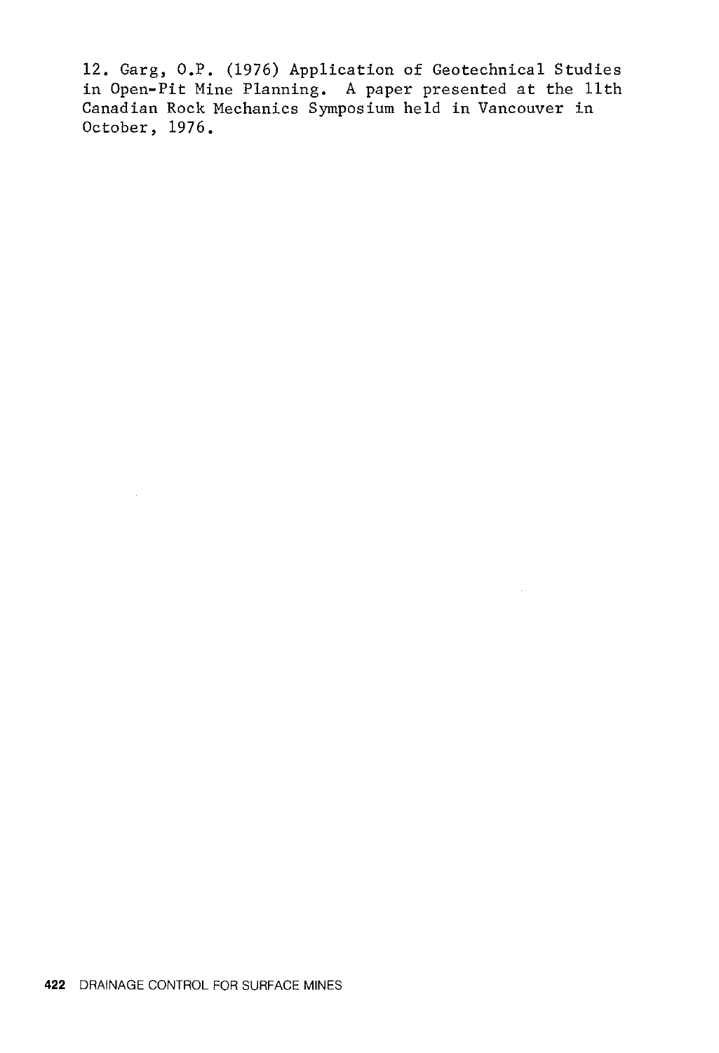12. Garg, O.P. (1976) Application of Geotechnical Studies in Open-Pit Mine Planning. A paper presented at the 11th Canadian Rock Mechanics Symposium held in Vancouver in October, 1976.